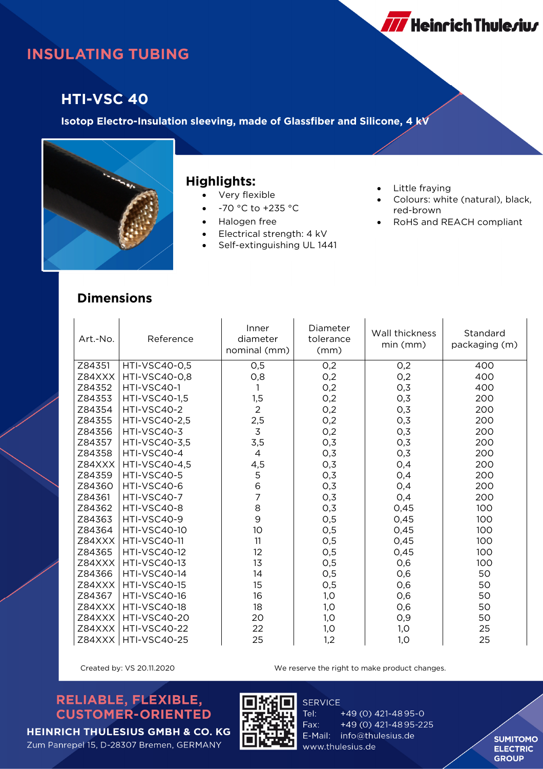Heinrich Thulesius

# INSULATING TUBING

## HTI-VSC 40

**Isotop Electro-Insulation sleeving, made of Glassfiber and Silicone, 4 kV**

### Highlights:

- Very flexible
- -70 °C to +235 °C
- Halogen free
- Electrical strength: 4 kV
- Self-extinguishing UL 1441
- Little fraying
- Colours: white (natural), black, red-brown
- RoHS and REACH compliant

### Dimensions

| Art.-No. | Reference | Inner diameter nominal (mm) | Diameter tolerance (mm) | Wall thickness min (mm) | Standard packaging (m) |
|---|---|---|---|---|---|
| Z84351 | HTI-VSC40-0,5 | 0,5 | 0,2 | 0,2 | 400 |
| Z84XXX | HTI-VSC40-0,8 | 0,8 | 0,2 | 0,2 | 400 |
| Z84352 | HTI-VSC40-1 | 1 | 0,2 | 0,3 | 400 |
| Z84353 | HTI-VSC40-1,5 | 1,5 | 0,2 | 0,3 | 200 |
| Z84354 | HTI-VSC40-2 | 2 | 0,2 | 0,3 | 200 |
| Z84355 | HTI-VSC40-2,5 | 2,5 | 0,2 | 0,3 | 200 |
| Z84356 | HTI-VSC40-3 | 3 | 0,2 | 0,3 | 200 |
| Z84357 | HTI-VSC40-3,5 | 3,5 | 0,3 | 0,3 | 200 |
| Z84358 | HTI-VSC40-4 | 4 | 0,3 | 0,3 | 200 |
| Z84XXX | HTI-VSC40-4,5 | 4,5 | 0,3 | 0,4 | 200 |
| Z84359 | HTI-VSC40-5 | 5 | 0,3 | 0,4 | 200 |
| Z84360 | HTI-VSC40-6 | 6 | 0,3 | 0,4 | 200 |
| Z84361 | HTI-VSC40-7 | 7 | 0,3 | 0,4 | 200 |
| Z84362 | HTI-VSC40-8 | 8 | 0,3 | 0,45 | 100 |
| Z84363 | HTI-VSC40-9 | 9 | 0,5 | 0,45 | 100 |
| Z84364 | HTI-VSC40-10 | 10 | 0,5 | 0,45 | 100 |
| Z84XXX | HTI-VSC40-11 | 11 | 0,5 | 0,45 | 100 |
| Z84365 | HTI-VSC40-12 | 12 | 0,5 | 0,45 | 100 |
| Z84XXX | HTI-VSC40-13 | 13 | 0,5 | 0,6 | 100 |
| Z84366 | HTI-VSC40-14 | 14 | 0,5 | 0,6 | 50 |
| Z84XXX | HTI-VSC40-15 | 15 | 0,5 | 0,6 | 50 |
| Z84367 | HTI-VSC40-16 | 16 | 1,0 | 0,6 | 50 |
| Z84XXX | HTI-VSC40-18 | 18 | 1,0 | 0,6 | 50 |
| Z84XXX | HTI-VSC40-20 | 20 | 1,0 | 0,9 | 50 |
| Z84XXX | HTI-VSC40-22 | 22 | 1,0 | 1,0 | 25 |
| Z84XXX | HTI-VSC40-25 | 25 | 1,2 | 1,0 | 25 |

Created by: VS 20.11.2020

We reserve the right to make product changes.

**RELIABLE, FLEXIBLE, CUSTOMER-ORIENTED**

**HEINRICH THULESIUS GMBH & CO. KG**
Zum Panrepel 15, D-28307 Bremen, GERMANY

SERVICE
Tel: +49 (0) 421-48 95-0
Fax: +49 (0) 421-48 95-225
E-Mail: info@thulesius.de
www.thulesius.de

SUMITOMO ELECTRIC GROUP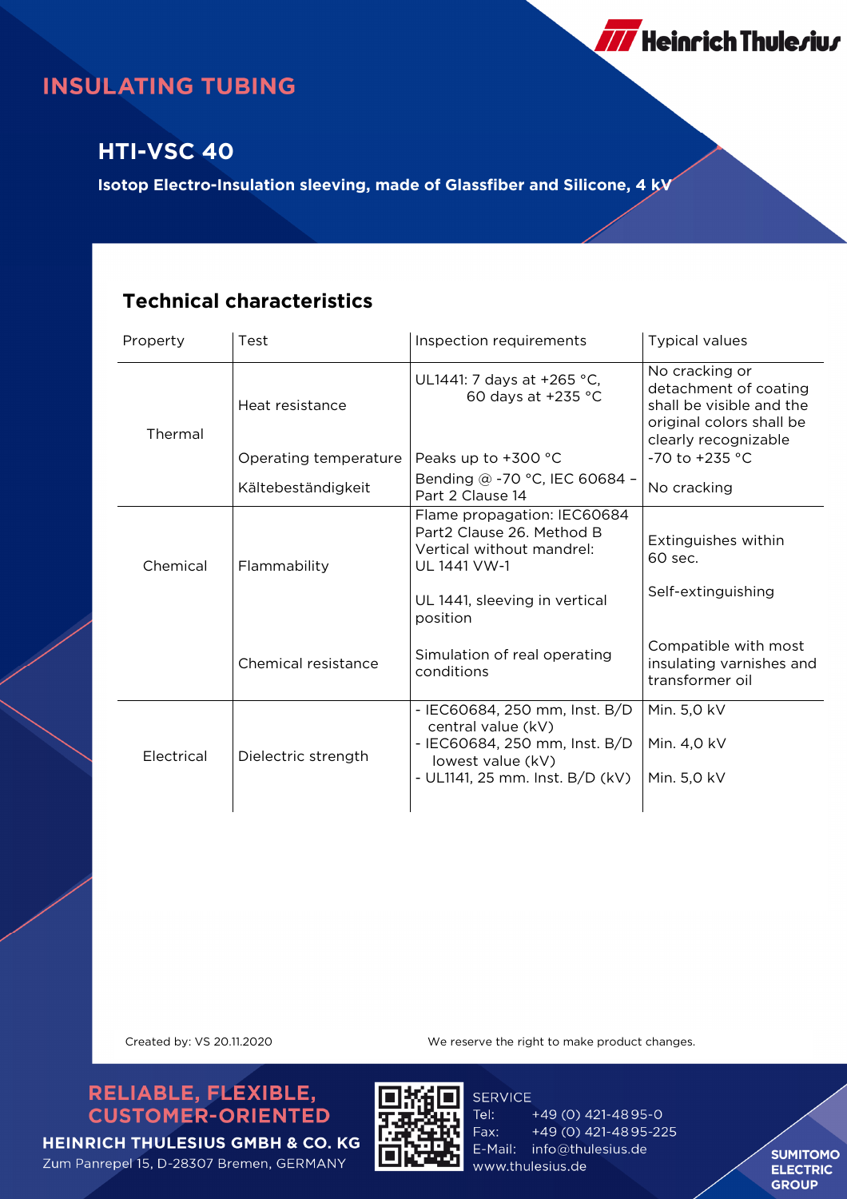INSULATING TUBING

## HTI-VSC 40

**Isotop Electro-Insulation sleeving, made of Glassfiber and Silicone, 4 kV**

### Technical characteristics

| Property | Test | Inspection requirements | Typical values |
|---|---|---|---|
| Thermal | Heat resistance | UL1441: 7 days at +265 °C, 60 days at +235 °C | No cracking or detachment of coating shall be visible and the original colors shall be clearly recognizable |
| | Operating temperature | Peaks up to +300 °C | -70 to +235 °C |
| | Kältebeständigkeit | Bending @ -70 °C, IEC 60684 – Part 2 Clause 14 | No cracking |
| Chemical | Flammability | Flame propagation: IEC60684 Part2 Clause 26. Method B Vertical without mandrel: UL 1441 VW-1 | Extinguishes within 60 sec. |
| | | UL 1441, sleeving in vertical position | Self-extinguishing |
| | Chemical resistance | Simulation of real operating conditions | Compatible with most insulating varnishes and transformer oil |
| Electrical | Dielectric strength | - IEC60684, 250 mm, Inst. B/D central value (kV) | Min. 5,0 kV |
| | | - IEC60684, 250 mm, Inst. B/D lowest value (kV) | Min. 4,0 kV |
| | | - UL1141, 25 mm. Inst. B/D (kV) | Min. 5,0 kV |

Created by: VS 20.11.2020

We reserve the right to make product changes.

RELIABLE, FLEXIBLE, CUSTOMER-ORIENTED

HEINRICH THULESIUS GMBH & CO. KG
Zum Panrepel 15, D-28307 Bremen, GERMANY

SERVICE
Tel: +49 (0) 421-4895-0
Fax: +49 (0) 421-4895-225
E-Mail: info@thulesius.de
www.thulesius.de

SUMITOMO ELECTRIC GROUP